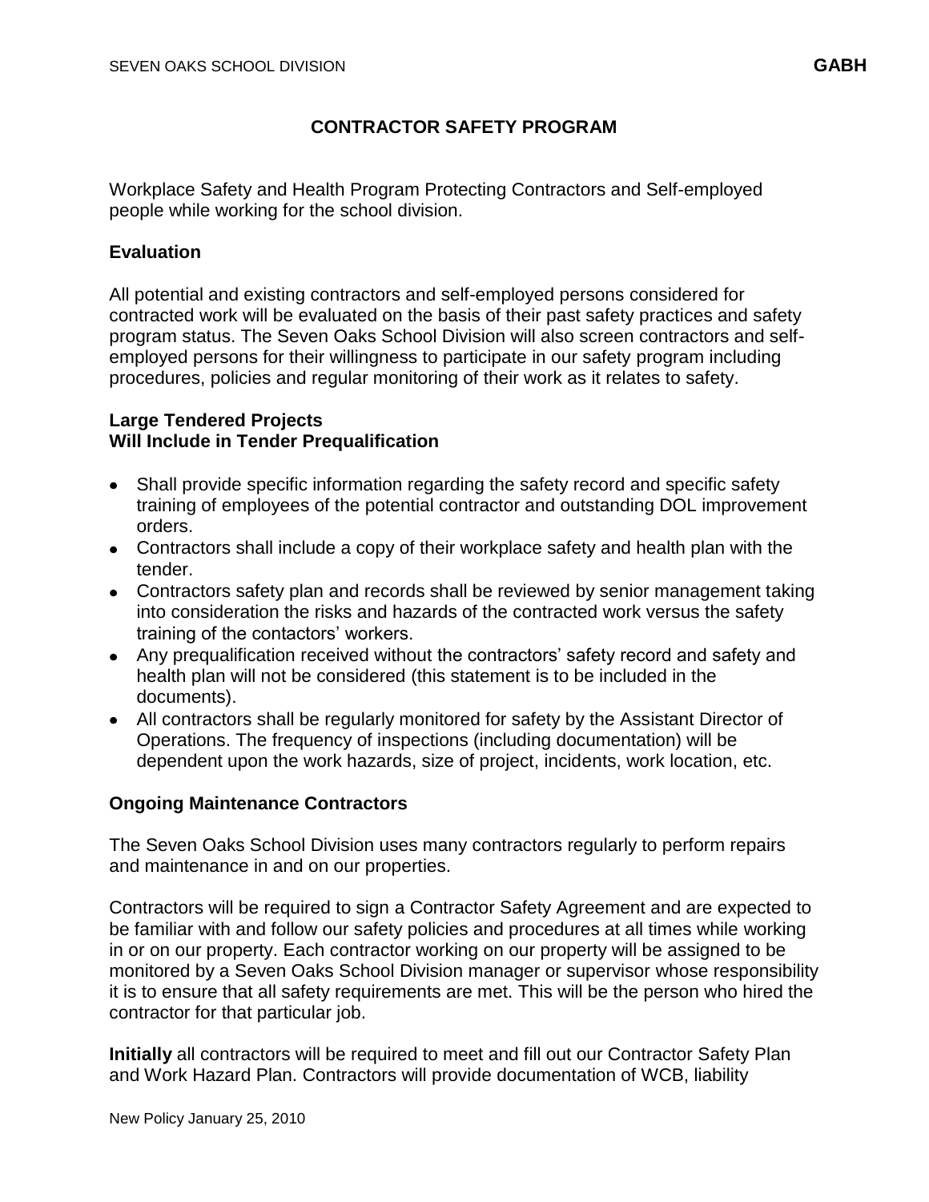# CONTRACTOR SAFETY PROGRAM

Workplace Safety and Health Program Protecting Contractors and Self-employed people while working for the school division.

## Evaluation

All potential and existing contractors and self-employed persons considered for contracted work will be evaluated on the basis of their past safety practices and safety program status. The Seven Oaks School Division will also screen contractors and self-employed persons for their willingness to participate in our safety program including procedures, policies and regular monitoring of their work as it relates to safety.

## Large Tendered Projects
## Will Include in Tender Prequalification

- Shall provide specific information regarding the safety record and specific safety training of employees of the potential contractor and outstanding DOL improvement orders.
- Contractors shall include a copy of their workplace safety and health plan with the tender.
- Contractors safety plan and records shall be reviewed by senior management taking into consideration the risks and hazards of the contracted work versus the safety training of the contactors' workers.
- Any prequalification received without the contractors' safety record and safety and health plan will not be considered (this statement is to be included in the documents).
- All contractors shall be regularly monitored for safety by the Assistant Director of Operations. The frequency of inspections (including documentation) will be dependent upon the work hazards, size of project, incidents, work location, etc.

## Ongoing Maintenance Contractors

The Seven Oaks School Division uses many contractors regularly to perform repairs and maintenance in and on our properties.

Contractors will be required to sign a Contractor Safety Agreement and are expected to be familiar with and follow our safety policies and procedures at all times while working in or on our property. Each contractor working on our property will be assigned to be monitored by a Seven Oaks School Division manager or supervisor whose responsibility it is to ensure that all safety requirements are met. This will be the person who hired the contractor for that particular job.

**Initially** all contractors will be required to meet and fill out our Contractor Safety Plan and Work Hazard Plan. Contractors will provide documentation of WCB, liability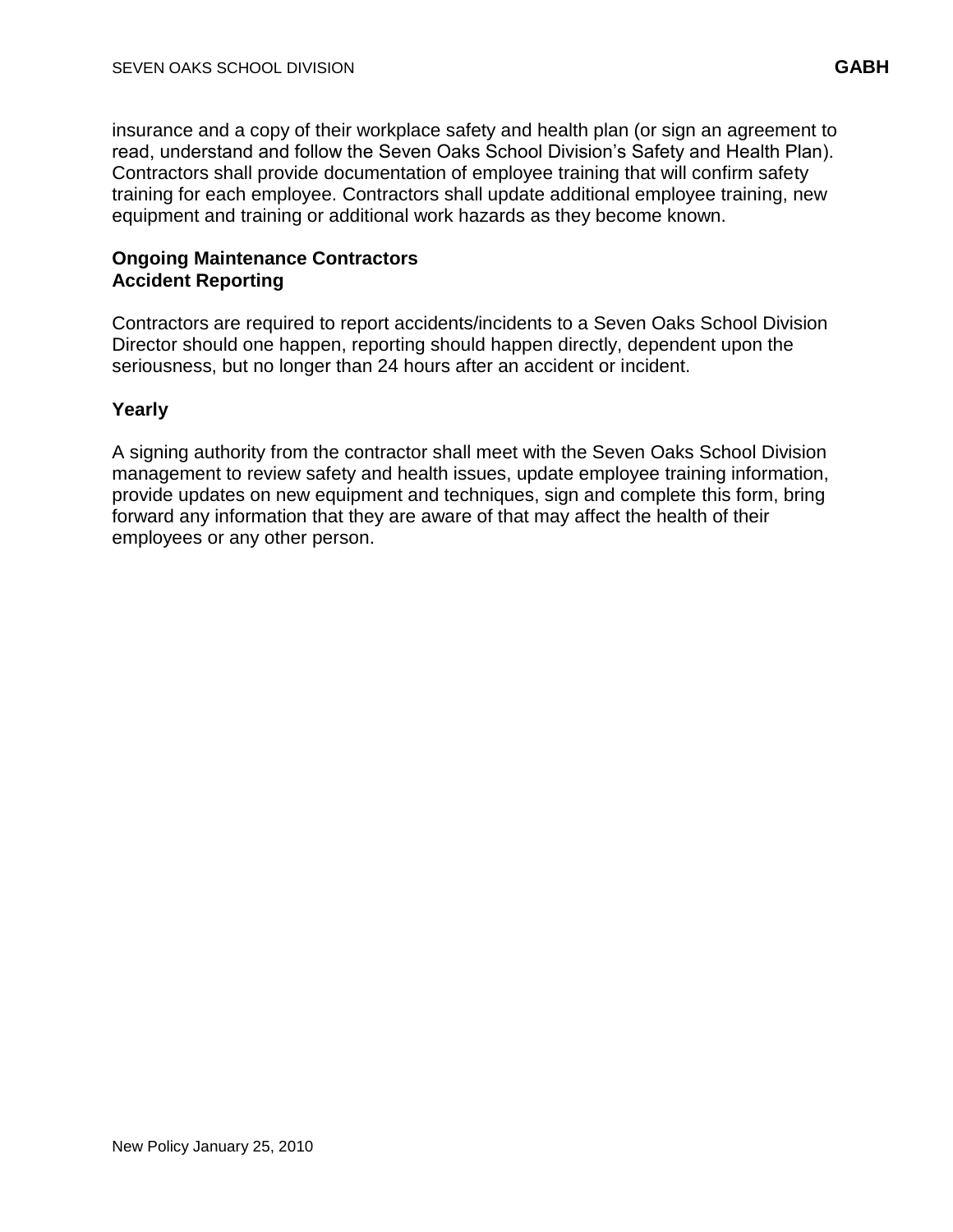insurance and a copy of their workplace safety and health plan (or sign an agreement to read, understand and follow the Seven Oaks School Division's Safety and Health Plan). Contractors shall provide documentation of employee training that will confirm safety training for each employee. Contractors shall update additional employee training, new equipment and training or additional work hazards as they become known.

**Ongoing Maintenance Contractors**
**Accident Reporting**

Contractors are required to report accidents/incidents to a Seven Oaks School Division Director should one happen, reporting should happen directly, dependent upon the seriousness, but no longer than 24 hours after an accident or incident.

**Yearly**

A signing authority from the contractor shall meet with the Seven Oaks School Division management to review safety and health issues, update employee training information, provide updates on new equipment and techniques, sign and complete this form, bring forward any information that they are aware of that may affect the health of their employees or any other person.

New Policy January 25, 2010